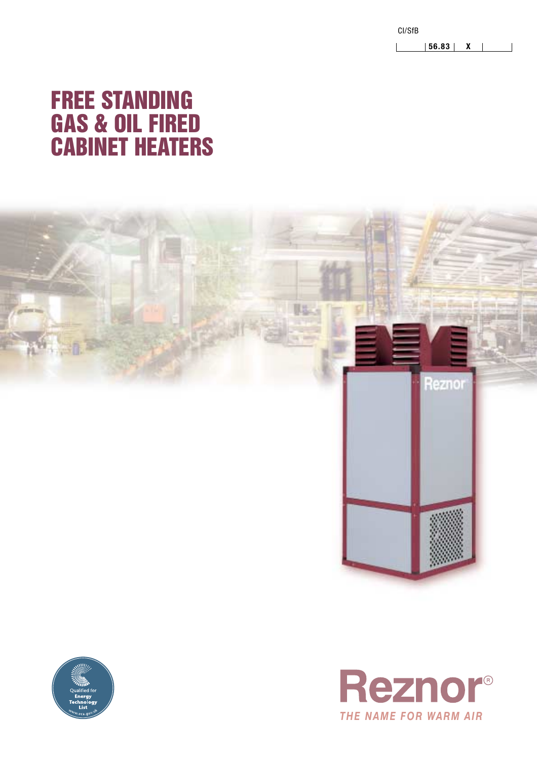CI/SfB

| | 56.83 | X | |
|---|---|---|---|

# FREE STANDING GAS & OIL FIRED CABINET HEATERS

Qualified for Energy Technology List www.eca.gov.uk

**Reznor®**

*THE NAME FOR WARM AIR*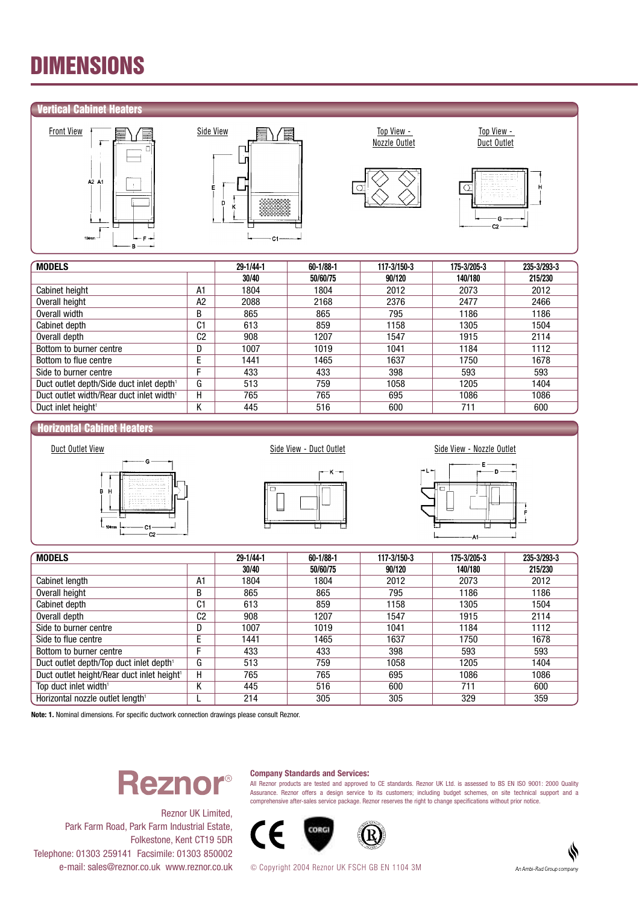# DIMENSIONS

## Vertical Cabinet Heaters

Front View

Side View

Top View - Nozzle Outlet

Top View - Duct Outlet

| MODELS | | 29-1/44-1 | 60-1/88-1 | 117-3/150-3 | 175-3/205-3 | 235-3/293-3 |
|---|---|---|---|---|---|---|
| | | 30/40 | 50/60/75 | 90/120 | 140/180 | 215/230 |
| Cabinet height | A1 | 1804 | 1804 | 2012 | 2073 | 2012 |
| Overall height | A2 | 2088 | 2168 | 2376 | 2477 | 2466 |
| Overall width | B | 865 | 865 | 795 | 1186 | 1186 |
| Cabinet depth | C1 | 613 | 859 | 1158 | 1305 | 1504 |
| Overall depth | C2 | 908 | 1207 | 1547 | 1915 | 2114 |
| Bottom to burner centre | D | 1007 | 1019 | 1041 | 1184 | 1112 |
| Bottom to flue centre | E | 1441 | 1465 | 1637 | 1750 | 1678 |
| Side to burner centre | F | 433 | 433 | 398 | 593 | 593 |
| Duct outlet depth/Side duct inlet depth[1] | G | 513 | 759 | 1058 | 1205 | 1404 |
| Duct outlet width/Rear duct inlet width[1] | H | 765 | 765 | 695 | 1086 | 1086 |
| Duct inlet height[1] | K | 445 | 516 | 600 | 711 | 600 |

## Horizontal Cabinet Heaters

Duct Outlet View

Side View - Duct Outlet

Side View - Nozzle Outlet

| MODELS | | 29-1/44-1 | 60-1/88-1 | 117-3/150-3 | 175-3/205-3 | 235-3/293-3 |
|---|---|---|---|---|---|---|
| | | 30/40 | 50/60/75 | 90/120 | 140/180 | 215/230 |
| Cabinet length | A1 | 1804 | 1804 | 2012 | 2073 | 2012 |
| Overall height | B | 865 | 865 | 795 | 1186 | 1186 |
| Cabinet depth | C1 | 613 | 859 | 1158 | 1305 | 1504 |
| Overall depth | C2 | 908 | 1207 | 1547 | 1915 | 2114 |
| Side to burner centre | D | 1007 | 1019 | 1041 | 1184 | 1112 |
| Side to flue centre | E | 1441 | 1465 | 1637 | 1750 | 1678 |
| Bottom to burner centre | F | 433 | 433 | 398 | 593 | 593 |
| Duct outlet depth/Top duct inlet depth[1] | G | 513 | 759 | 1058 | 1205 | 1404 |
| Duct outlet height/Rear duct inlet height[1] | H | 765 | 765 | 695 | 1086 | 1086 |
| Top duct inlet width[1] | K | 445 | 516 | 600 | 711 | 600 |
| Horizontal nozzle outlet length[1] | L | 214 | 305 | 305 | 329 | 359 |

**Note: 1.** Nominal dimensions. For specific ductwork connection drawings please consult Reznor.

Reznor®

Reznor UK Limited,
Park Farm Road, Park Farm Industrial Estate,
Folkestone, Kent CT19 5DR
Telephone: 01303 259141 Facsimile: 01303 850002
e-mail: sales@reznor.co.uk www.reznor.co.uk

**Company Standards and Services:**
All Reznor products are tested and approved to CE standards. Reznor UK Ltd. is assessed to BS EN ISO 9001: 2000 Quality Assurance. Reznor offers a design service to its customers; including budget schemes, on site technical support and a comprehensive after-sales service package. Reznor reserves the right to change specifications without prior notice.

© Copyright 2004 Reznor UK FSCH GB EN 1104 3M

An Ambi-Rad Group company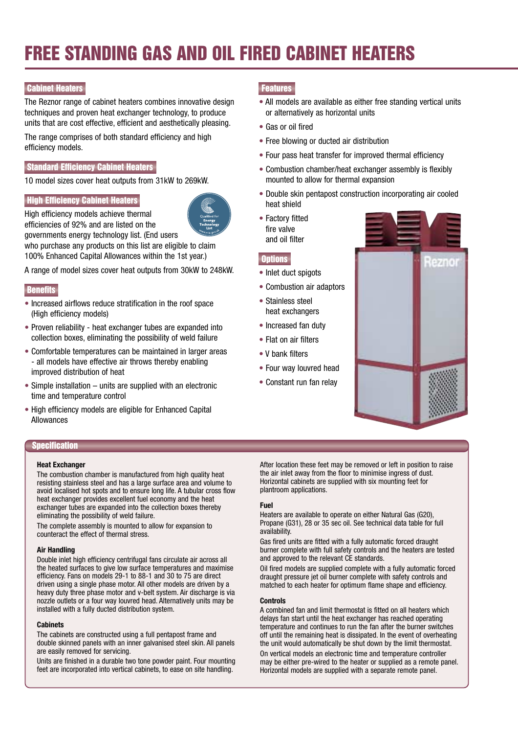# FREE STANDING GAS AND OIL FIRED CABINET HEATERS

## Cabinet Heaters

The Reznor range of cabinet heaters combines innovative design techniques and proven heat exchanger technology, to produce units that are cost effective, efficient and aesthetically pleasing.

The range comprises of both standard efficiency and high efficiency models.

## Standard Efficiency Cabinet Heaters

10 model sizes cover heat outputs from 31kW to 269kW.

## High Efficiency Cabinet Heaters

High efficiency models achieve thermal efficiencies of 92% and are listed on the governments energy technology list. (End users who purchase any products on this list are eligible to claim 100% Enhanced Capital Allowances within the 1st year.)

A range of model sizes cover heat outputs from 30kW to 248kW.

## Benefits

- Increased airflows reduce stratification in the roof space (High efficiency models)
- Proven reliability - heat exchanger tubes are expanded into collection boxes, eliminating the possibility of weld failure
- Comfortable temperatures can be maintained in larger areas - all models have effective air throws thereby enabling improved distribution of heat
- Simple installation – units are supplied with an electronic time and temperature control
- High efficiency models are eligible for Enhanced Capital Allowances

## Features

- All models are available as either free standing vertical units or alternatively as horizontal units
- Gas or oil fired
- Free blowing or ducted air distribution
- Four pass heat transfer for improved thermal efficiency
- Combustion chamber/heat exchanger assembly is flexibly mounted to allow for thermal expansion
- Double skin pentapost construction incorporating air cooled heat shield
- Factory fitted fire valve and oil filter

## Options

- Inlet duct spigots
- Combustion air adaptors
- Stainless steel heat exchangers
- Increased fan duty
- Flat on air filters
- V bank filters
- Four way louvred head
- Constant run fan relay

## Specification

### Heat Exchanger

The combustion chamber is manufactured from high quality heat resisting stainless steel and has a large surface area and volume to avoid localised hot spots and to ensure long life. A tubular cross flow heat exchanger provides excellent fuel economy and the heat exchanger tubes are expanded into the collection boxes thereby eliminating the possibility of weld failure.

The complete assembly is mounted to allow for expansion to counteract the effect of thermal stress.

### Air Handling

Double inlet high efficiency centrifugal fans circulate air across all the heated surfaces to give low surface temperatures and maximise efficiency. Fans on models 29-1 to 88-1 and 30 to 75 are direct driven using a single phase motor. All other models are driven by a heavy duty three phase motor and v-belt system. Air discharge is via nozzle outlets or a four way louvred head. Alternatively units may be installed with a fully ducted distribution system.

### Cabinets

The cabinets are constructed using a full pentapost frame and double skinned panels with an inner galvanised steel skin. All panels are easily removed for servicing.

Units are finished in a durable two tone powder paint. Four mounting feet are incorporated into vertical cabinets, to ease on site handling. After location these feet may be removed or left in position to raise the air inlet away from the floor to minimise ingress of dust. Horizontal cabinets are supplied with six mounting feet for plantroom applications.

### Fuel

Heaters are available to operate on either Natural Gas (G20), Propane (G31), 28 or 35 sec oil. See technical data table for full availability.

Gas fired units are fitted with a fully automatic forced draught burner complete with full safety controls and the heaters are tested and approved to the relevant CE standards.

Oil fired models are supplied complete with a fully automatic forced draught pressure jet oil burner complete with safety controls and matched to each heater for optimum flame shape and efficiency.

### Controls

A combined fan and limit thermostat is fitted on all heaters which delays fan start until the heat exchanger has reached operating temperature and continues to run the fan after the burner switches off until the remaining heat is dissipated. In the event of overheating the unit would automatically be shut down by the limit thermostat.

On vertical models an electronic time and temperature controller may be either pre-wired to the heater or supplied as a remote panel. Horizontal models are supplied with a separate remote panel.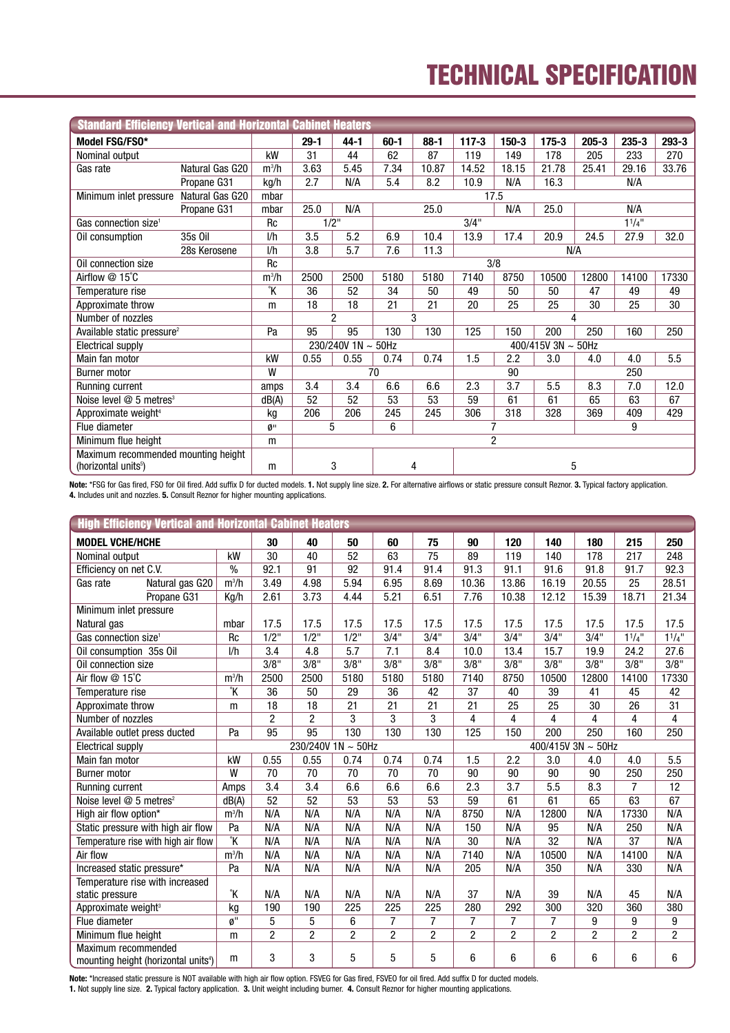# TECHNICAL SPECIFICATION

## Standard Efficiency Vertical and Horizontal Cabinet Heaters

| Model FSG/FSO* | | | 29-1 | 44-1 | 60-1 | 88-1 | 117-3 | 150-3 | 175-3 | 205-3 | 235-3 | 293-3 |
|---|---|---|---|---|---|---|---|---|---|---|---|---|
| Nominal output | | kW | 31 | 44 | 62 | 87 | 119 | 149 | 178 | 205 | 233 | 270 |
| Gas rate | Natural Gas G20 | m$^3$/h | 3.63 | 5.45 | 7.34 | 10.87 | 14.52 | 18.15 | 21.78 | 25.41 | 29.16 | 33.76 |
| | Propane G31 | kg/h | 2.7 | N/A | 5.4 | 8.2 | 10.9 | N/A | 16.3 | N/A | | |
| Minimum inlet pressure | Natural Gas G20 | mbar | 17.5 | | | | | | | | | |
| | Propane G31 | mbar | 25.0 | N/A | 25.0 | | | N/A | 25.0 | N/A | | |
| Gas connection size[1] | | Rc | 1/2" | | 3/4" | | | | | 1 1/4" | | |
| Oil consumption | 35s Oil | l/h | 3.5 | 5.2 | 6.9 | 10.4 | 13.9 | 17.4 | 20.9 | 24.5 | 27.9 | 32.0 |
| | 28s Kerosene | l/h | 3.8 | 5.7 | 7.6 | 11.3 | N/A | | | | | |
| Oil connection size | | Rc | 3/8 | | | | | | | | | |
| Airflow @ 15°C | | m$^3$/h | 2500 | 2500 | 5180 | 5180 | 7140 | 8750 | 10500 | 12800 | 14100 | 17330 |
| Temperature rise | | °K | 36 | 52 | 34 | 50 | 49 | 50 | 50 | 47 | 49 | 49 |
| Approximate throw | | m | 18 | 18 | 21 | 21 | 20 | 25 | 25 | 30 | 25 | 30 |
| Number of nozzles | | | 2 | | 3 | | 4 | | | | | |
| Available static pressure[2] | | Pa | 95 | 95 | 130 | 130 | 125 | 150 | 200 | 250 | 160 | 250 |
| Electrical supply | | | 230/240V 1N ~ 50Hz | | | | 400/415V 3N ~ 50Hz | | | | | |
| Main fan motor | | kW | 0.55 | 0.55 | 0.74 | 0.74 | 1.5 | 2.2 | 3.0 | 4.0 | 4.0 | 5.5 |
| Burner motor | | W | 70 | | | | 90 | | | 250 | | |
| Running current | | amps | 3.4 | 3.4 | 6.6 | 6.6 | 2.3 | 3.7 | 5.5 | 8.3 | 7.0 | 12.0 |
| Noise level @ 5 metres[3] | | dB(A) | 52 | 52 | 53 | 53 | 59 | 61 | 61 | 65 | 63 | 67 |
| Approximate weight[4] | | kg | 206 | 206 | 245 | 245 | 306 | 318 | 328 | 369 | 409 | 429 |
| Flue diameter | | ø" | 5 | | 6 | 7 | | | | 9 | | |
| Minimum flue height | | m | 2 | | | | | | | | | |
| Maximum recommended mounting height (horizontal units[5]) | | m | 3 | | 4 | | 5 | | | | | |

**Note:** *FSG for Gas fired, FSO for Oil fired. Add suffix D for ducted models. **1.** Not supply line size. **2.** For alternative airflows or static pressure consult Reznor. **3.** Typical factory application. **4.** Includes unit and nozzles. **5.** Consult Reznor for higher mounting applications.

## High Efficiency Vertical and Horizontal Cabinet Heaters

| MODEL VCHE/HCHE | | 30 | 40 | 50 | 60 | 75 | 90 | 120 | 140 | 180 | 215 | 250 |
|---|---|---|---|---|---|---|---|---|---|---|---|---|
| Nominal output | kW | 30 | 40 | 52 | 63 | 75 | 89 | 119 | 140 | 178 | 217 | 248 |
| Efficiency on net C.V. | % | 92.1 | 91 | 92 | 91.4 | 91.4 | 91.3 | 91.1 | 91.6 | 91.8 | 91.7 | 92.3 |
| Gas rate Natural gas G20 | m$^3$/h | 3.49 | 4.98 | 5.94 | 6.95 | 8.69 | 10.36 | 13.86 | 16.19 | 20.55 | 25 | 28.51 |
| Propane G31 | Kg/h | 2.61 | 3.73 | 4.44 | 5.21 | 6.51 | 7.76 | 10.38 | 12.12 | 15.39 | 18.71 | 21.34 |
| Minimum inlet pressure | | | | | | | | | | | | |
| Natural gas | mbar | 17.5 | 17.5 | 17.5 | 17.5 | 17.5 | 17.5 | 17.5 | 17.5 | 17.5 | 17.5 | 17.5 |
| Gas connection size[1] | Rc | 1/2" | 1/2" | 1/2" | 3/4" | 3/4" | 3/4" | 3/4" | 3/4" | 3/4" | 1 1/4" | 1 1/4" |
| Oil consumption 35s Oil | l/h | 3.4 | 4.8 | 5.7 | 7.1 | 8.4 | 10.0 | 13.4 | 15.7 | 19.9 | 24.2 | 27.6 |
| Oil connection size | | 3/8" | 3/8" | 3/8" | 3/8" | 3/8" | 3/8" | 3/8" | 3/8" | 3/8" | 3/8" | 3/8" |
| Air flow @ 15°C | m$^3$/h | 2500 | 2500 | 5180 | 5180 | 5180 | 7140 | 8750 | 10500 | 12800 | 14100 | 17330 |
| Temperature rise | °K | 36 | 50 | 29 | 36 | 42 | 37 | 40 | 39 | 41 | 45 | 42 |
| Approximate throw | m | 18 | 18 | 21 | 21 | 21 | 21 | 25 | 25 | 30 | 26 | 31 |
| Number of nozzles | | 2 | 2 | 3 | 3 | 3 | 4 | 4 | 4 | 4 | 4 | 4 |
| Available outlet press ducted | Pa | 95 | 95 | 130 | 130 | 130 | 125 | 150 | 200 | 250 | 160 | 250 |
| Electrical supply | | 230/240V 1N ~ 50Hz | | | | | 400/415V 3N ~ 50Hz | | | | | |
| Main fan motor | kW | 0.55 | 0.55 | 0.74 | 0.74 | 0.74 | 1.5 | 2.2 | 3.0 | 4.0 | 4.0 | 5.5 |
| Burner motor | W | 70 | 70 | 70 | 70 | 70 | 90 | 90 | 90 | 90 | 250 | 250 |
| Running current | Amps | 3.4 | 3.4 | 6.6 | 6.6 | 6.6 | 2.3 | 3.7 | 5.5 | 8.3 | 7 | 12 |
| Noise level @ 5 metres[2] | dB(A) | 52 | 52 | 53 | 53 | 53 | 59 | 61 | 61 | 65 | 63 | 67 |
| High air flow option* | m$^3$/h | N/A | N/A | N/A | N/A | N/A | 8750 | N/A | 12800 | N/A | 17330 | N/A |
| Static pressure with high air flow | Pa | N/A | N/A | N/A | N/A | N/A | 150 | N/A | 95 | N/A | 250 | N/A |
| Temperature rise with high air flow | °K | N/A | N/A | N/A | N/A | N/A | 30 | N/A | 32 | N/A | 37 | N/A |
| Air flow | m$^3$/h | N/A | N/A | N/A | N/A | N/A | 7140 | N/A | 10500 | N/A | 14100 | N/A |
| Increased static pressure* | Pa | N/A | N/A | N/A | N/A | N/A | 205 | N/A | 350 | N/A | 330 | N/A |
| Temperature rise with increased static pressure | °K | N/A | N/A | N/A | N/A | N/A | 37 | N/A | 39 | N/A | 45 | N/A |
| Approximate weight[3] | kg | 190 | 190 | 225 | 225 | 225 | 280 | 292 | 300 | 320 | 360 | 380 |
| Flue diameter | ø" | 5 | 5 | 6 | 7 | 7 | 7 | 7 | 7 | 9 | 9 | 9 |
| Minimum flue height | m | 2 | 2 | 2 | 2 | 2 | 2 | 2 | 2 | 2 | 2 | 2 |
| Maximum recommended mounting height (horizontal units[4]) | m | 3 | 3 | 5 | 5 | 5 | 6 | 6 | 6 | 6 | 6 | 6 |

**Note:** *Increased static pressure is NOT available with high air flow option. FSVEG for Gas fired, FSVEO for oil fired. Add suffix D for ducted models.
**1.** Not supply line size. **2.** Typical factory application. **3.** Unit weight including burner. **4.** Consult Reznor for higher mounting applications.